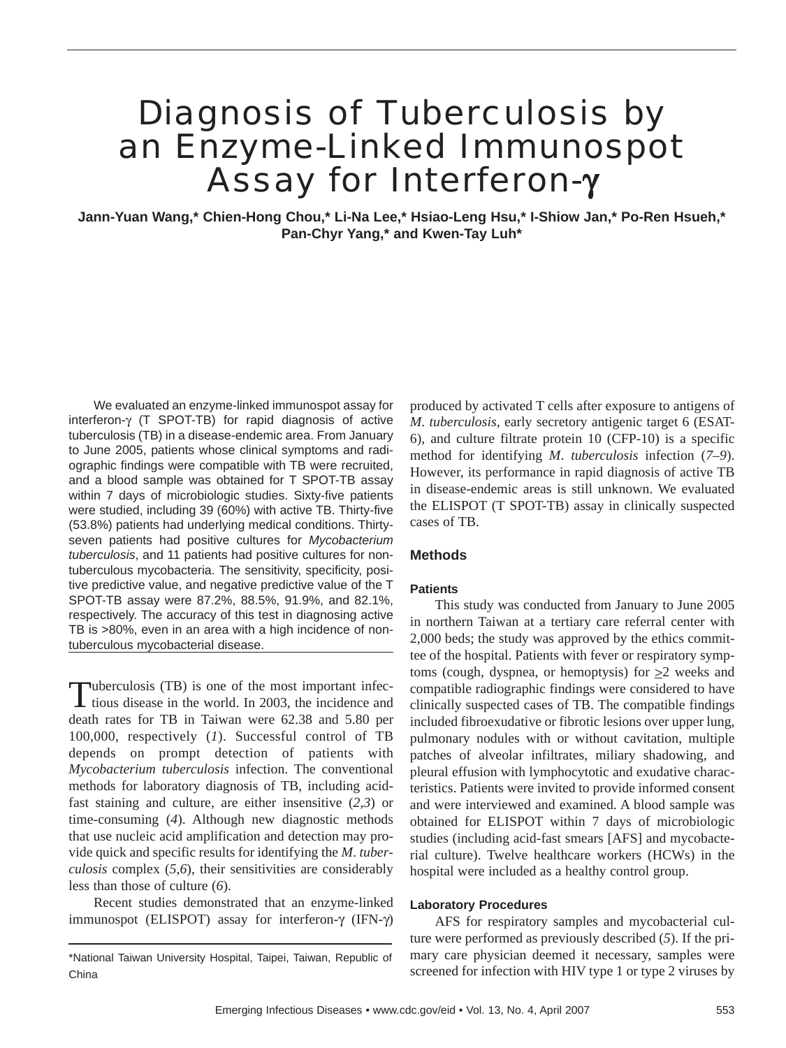# Diagnosis of Tuberculosis by an Enzyme-Linked Immunospot Assay for Interferon-$\gamma$

**Jann-Yuan Wang,* Chien-Hong Chou,* Li-Na Lee,* Hsiao-Leng Hsu,* I-Shiow Jan,* Po-Ren Hsueh,* Pan-Chyr Yang,* and Kwen-Tay Luh***

We evaluated an enzyme-linked immunospot assay for interferon-$\gamma$ (T SPOT-TB) for rapid diagnosis of active tuberculosis (TB) in a disease-endemic area. From January to June 2005, patients whose clinical symptoms and radiographic findings were compatible with TB were recruited, and a blood sample was obtained for T SPOT-TB assay within 7 days of microbiologic studies. Sixty-five patients were studied, including 39 (60%) with active TB. Thirty-five (53.8%) patients had underlying medical conditions. Thirty-seven patients had positive cultures for *Mycobacterium tuberculosis*, and 11 patients had positive cultures for nontuberculous mycobacteria. The sensitivity, specificity, positive predictive value, and negative predictive value of the T SPOT-TB assay were 87.2%, 88.5%, 91.9%, and 82.1%, respectively. The accuracy of this test in diagnosing active TB is >80%, even in an area with a high incidence of nontuberculous mycobacterial disease.

Tuberculosis (TB) is one of the most important infectious disease in the world. In 2003, the incidence and death rates for TB in Taiwan were 62.38 and 5.80 per 100,000, respectively (*1*). Successful control of TB depends on prompt detection of patients with *Mycobacterium tuberculosis* infection. The conventional methods for laboratory diagnosis of TB, including acid-fast staining and culture, are either insensitive (*2*,*3*) or time-consuming (*4*). Although new diagnostic methods that use nucleic acid amplification and detection may provide quick and specific results for identifying the *M. tuberculosis* complex (*5*,*6*), their sensitivities are considerably less than those of culture (*6*).

Recent studies demonstrated that an enzyme-linked immunospot (ELISPOT) assay for interferon-$\gamma$ (IFN-$\gamma$) produced by activated T cells after exposure to antigens of *M. tuberculosis*, early secretory antigenic target 6 (ESAT-6), and culture filtrate protein 10 (CFP-10) is a specific method for identifying *M. tuberculosis* infection (*7–9*). However, its performance in rapid diagnosis of active TB in disease-endemic areas is still unknown. We evaluated the ELISPOT (T SPOT-TB) assay in clinically suspected cases of TB.

*National Taiwan University Hospital, Taipei, Taiwan, Republic of China

## Methods

### Patients

This study was conducted from January to June 2005 in northern Taiwan at a tertiary care referral center with 2,000 beds; the study was approved by the ethics committee of the hospital. Patients with fever or respiratory symptoms (cough, dyspnea, or hemoptysis) for $\geq$2 weeks and compatible radiographic findings were considered to have clinically suspected cases of TB. The compatible findings included fibroexudative or fibrotic lesions over upper lung, pulmonary nodules with or without cavitation, multiple patches of alveolar infiltrates, miliary shadowing, and pleural effusion with lymphocytotic and exudative characteristics. Patients were invited to provide informed consent and were interviewed and examined. A blood sample was obtained for ELISPOT within 7 days of microbiologic studies (including acid-fast smears [AFS] and mycobacterial culture). Twelve healthcare workers (HCWs) in the hospital were included as a healthy control group.

### Laboratory Procedures

AFS for respiratory samples and mycobacterial culture were performed as previously described (*5*). If the primary care physician deemed it necessary, samples were screened for infection with HIV type 1 or type 2 viruses by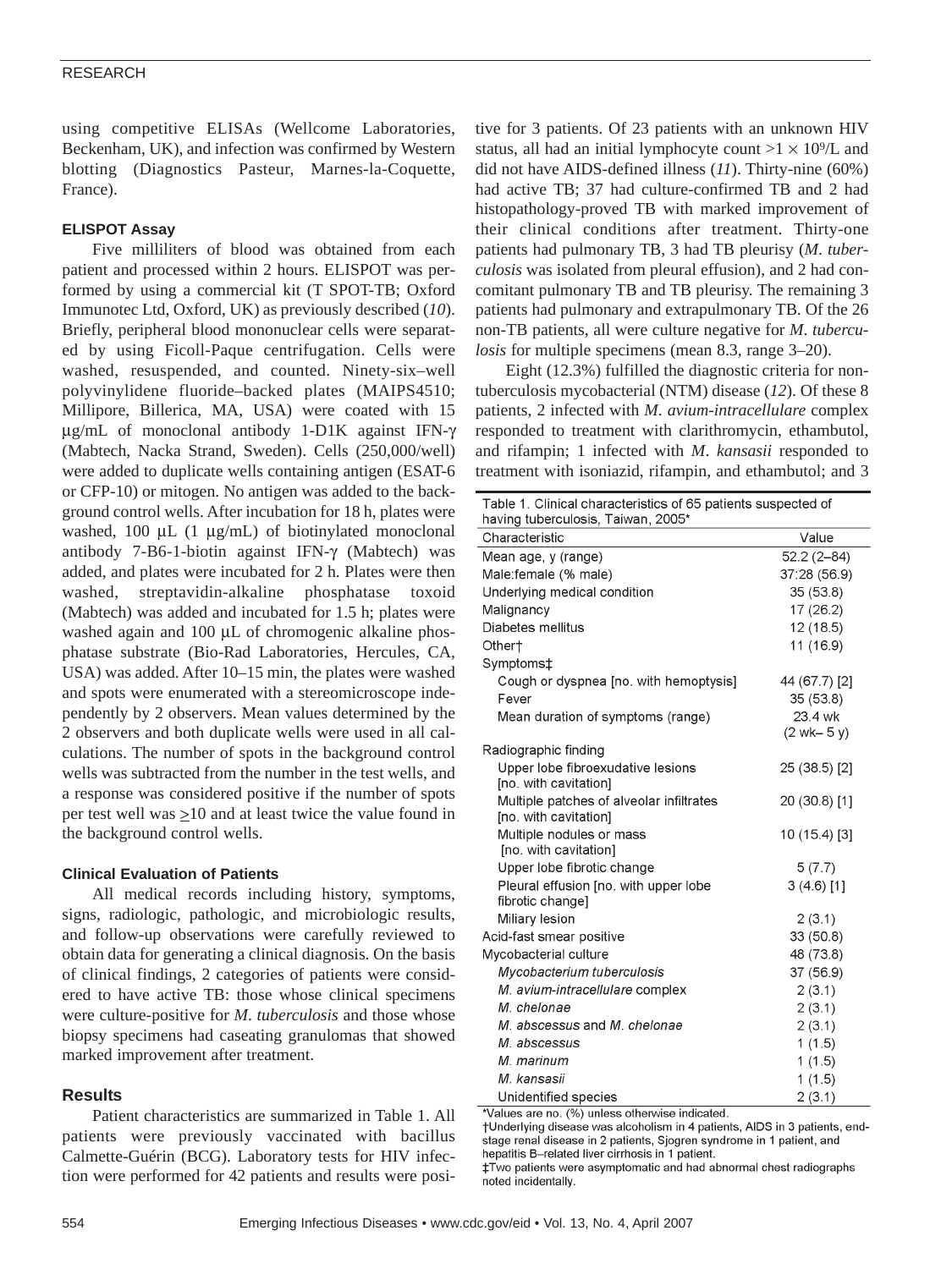using competitive ELISAs (Wellcome Laboratories, Beckenham, UK), and infection was confirmed by Western blotting (Diagnostics Pasteur, Marnes-la-Coquette, France).

### ELISPOT Assay

Five milliliters of blood was obtained from each patient and processed within 2 hours. ELISPOT was performed by using a commercial kit (T SPOT-TB; Oxford Immunotec Ltd, Oxford, UK) as previously described (*10*). Briefly, peripheral blood mononuclear cells were separated by using Ficoll-Paque centrifugation. Cells were washed, resuspended, and counted. Ninety-six–well polyvinylidene fluoride–backed plates (MAIPS4510; Millipore, Billerica, MA, USA) were coated with 15 μg/mL of monoclonal antibody 1-D1K against IFN-γ (Mabtech, Nacka Strand, Sweden). Cells (250,000/well) were added to duplicate wells containing antigen (ESAT-6 or CFP-10) or mitogen. No antigen was added to the background control wells. After incubation for 18 h, plates were washed, 100 μL (1 μg/mL) of biotinylated monoclonal antibody 7-B6-1-biotin against IFN-γ (Mabtech) was added, and plates were incubated for 2 h. Plates were then washed, streptavidin-alkaline phosphatase toxoid (Mabtech) was added and incubated for 1.5 h; plates were washed again and 100 μL of chromogenic alkaline phosphatase substrate (Bio-Rad Laboratories, Hercules, CA, USA) was added. After 10–15 min, the plates were washed and spots were enumerated with a stereomicroscope independently by 2 observers. Mean values determined by the 2 observers and both duplicate wells were used in all calculations. The number of spots in the background control wells was subtracted from the number in the test wells, and a response was considered positive if the number of spots per test well was $\geq$10 and at least twice the value found in the background control wells.

### Clinical Evaluation of Patients

All medical records including history, symptoms, signs, radiologic, pathologic, and microbiologic results, and follow-up observations were carefully reviewed to obtain data for generating a clinical diagnosis. On the basis of clinical findings, 2 categories of patients were considered to have active TB: those whose clinical specimens were culture-positive for *M. tuberculosis* and those whose biopsy specimens had caseating granulomas that showed marked improvement after treatment.

## Results

Patient characteristics are summarized in Table 1. All patients were previously vaccinated with bacillus Calmette-Guérin (BCG). Laboratory tests for HIV infection were performed for 42 patients and results were positive for 3 patients. Of 23 patients with an unknown HIV status, all had an initial lymphocyte count $>1 \times 10^9$/L and did not have AIDS-defined illness (*11*). Thirty-nine (60%) had active TB; 37 had culture-confirmed TB and 2 had histopathology-proved TB with marked improvement of their clinical conditions after treatment. Thirty-one patients had pulmonary TB, 3 had TB pleurisy (*M. tuberculosis* was isolated from pleural effusion), and 2 had concomitant pulmonary TB and TB pleurisy. The remaining 3 patients had pulmonary and extrapulmonary TB. Of the 26 non-TB patients, all were culture negative for *M. tuberculosis* for multiple specimens (mean 8.3, range 3–20).

Eight (12.3%) fulfilled the diagnostic criteria for non-tuberculosis mycobacterial (NTM) disease (*12*). Of these 8 patients, 2 infected with *M. avium-intracellulare* complex responded to treatment with clarithromycin, ethambutol, and rifampin; 1 infected with *M. kansasii* responded to treatment with isoniazid, rifampin, and ethambutol; and 3

Table 1. Clinical characteristics of 65 patients suspected of having tuberculosis, Taiwan, 2005*

| Characteristic | Value |
|---|---|
| Mean age, y (range) | 52.2 (2–84) |
| Male:female (% male) | 37:28 (56.9) |
| Underlying medical condition | 35 (53.8) |
| Malignancy | 17 (26.2) |
| Diabetes mellitus | 12 (18.5) |
| Other† | 11 (16.9) |
| Symptoms‡ | |
| Cough or dyspnea [no. with hemoptysis] | 44 (67.7) [2] |
| Fever | 35 (53.8) |
| Mean duration of symptoms (range) | 23.4 wk (2 wk– 5 y) |
| Radiographic finding | |
| Upper lobe fibroexudative lesions [no. with cavitation] | 25 (38.5) [2] |
| Multiple patches of alveolar infiltrates [no. with cavitation] | 20 (30.8) [1] |
| Multiple nodules or mass [no. with cavitation] | 10 (15.4) [3] |
| Upper lobe fibrotic change | 5 (7.7) |
| Pleural effusion [no. with upper lobe fibrotic change] | 3 (4.6) [1] |
| Miliary lesion | 2 (3.1) |
| Acid-fast smear positive | 33 (50.8) |
| Mycobacterial culture | 48 (73.8) |
| *Mycobacterium tuberculosis* | 37 (56.9) |
| *M. avium-intracellulare* complex | 2 (3.1) |
| *M. chelonae* | 2 (3.1) |
| *M. abscessus* and *M. chelonae* | 2 (3.1) |
| *M. abscessus* | 1 (1.5) |
| *M. marinum* | 1 (1.5) |
| *M. kansasii* | 1 (1.5) |
| Unidentified species | 2 (3.1) |

*Values are no. (%) unless otherwise indicated.
†Underlying disease was alcoholism in 4 patients, AIDS in 3 patients, end-stage renal disease in 2 patients, Sjogren syndrome in 1 patient, and hepatitis B–related liver cirrhosis in 1 patient.
‡Two patients were asymptomatic and had abnormal chest radiographs noted incidentally.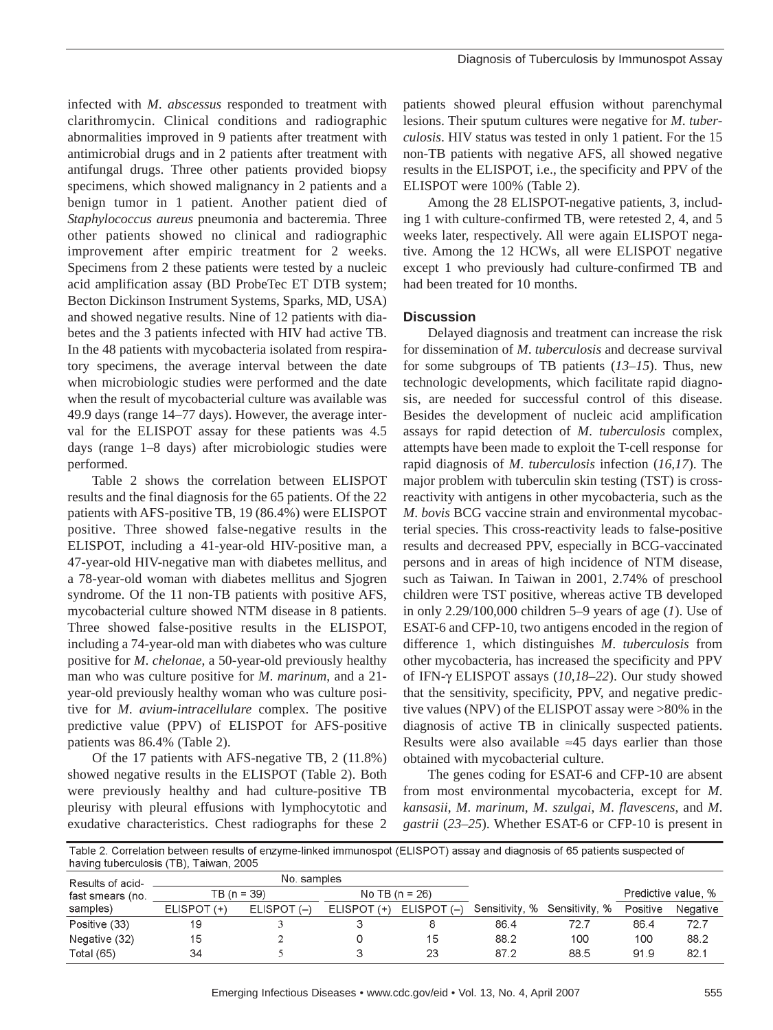infected with *M. abscessus* responded to treatment with clarithromycin. Clinical conditions and radiographic abnormalities improved in 9 patients after treatment with antimicrobial drugs and in 2 patients after treatment with antifungal drugs. Three other patients provided biopsy specimens, which showed malignancy in 2 patients and a benign tumor in 1 patient. Another patient died of *Staphylococcus aureus* pneumonia and bacteremia. Three other patients showed no clinical and radiographic improvement after empiric treatment for 2 weeks. Specimens from 2 these patients were tested by a nucleic acid amplification assay (BD ProbeTec ET DTB system; Becton Dickinson Instrument Systems, Sparks, MD, USA) and showed negative results. Nine of 12 patients with diabetes and the 3 patients infected with HIV had active TB. In the 48 patients with mycobacteria isolated from respiratory specimens, the average interval between the date when microbiologic studies were performed and the date when the result of mycobacterial culture was available was 49.9 days (range 14–77 days). However, the average interval for the ELISPOT assay for these patients was 4.5 days (range 1–8 days) after microbiologic studies were performed.

Table 2 shows the correlation between ELISPOT results and the final diagnosis for the 65 patients. Of the 22 patients with AFS-positive TB, 19 (86.4%) were ELISPOT positive. Three showed false-negative results in the ELISPOT, including a 41-year-old HIV-positive man, a 47-year-old HIV-negative man with diabetes mellitus, and a 78-year-old woman with diabetes mellitus and Sjogren syndrome. Of the 11 non-TB patients with positive AFS, mycobacterial culture showed NTM disease in 8 patients. Three showed false-positive results in the ELISPOT, including a 74-year-old man with diabetes who was culture positive for *M. chelonae*, a 50-year-old previously healthy man who was culture positive for *M. marinum*, and a 21-year-old previously healthy woman who was culture positive for *M. avium-intracellulare* complex. The positive predictive value (PPV) of ELISPOT for AFS-positive patients was 86.4% (Table 2).

Of the 17 patients with AFS-negative TB, 2 (11.8%) showed negative results in the ELISPOT (Table 2). Both were previously healthy and had culture-positive TB pleurisy with pleural effusions with lymphocytotic and exudative characteristics. Chest radiographs for these 2 patients showed pleural effusion without parenchymal lesions. Their sputum cultures were negative for *M. tuberculosis*. HIV status was tested in only 1 patient. For the 15 non-TB patients with negative AFS, all showed negative results in the ELISPOT, i.e., the specificity and PPV of the ELISPOT were 100% (Table 2).

Among the 28 ELISPOT-negative patients, 3, including 1 with culture-confirmed TB, were retested 2, 4, and 5 weeks later, respectively. All were again ELISPOT negative. Among the 12 HCWs, all were ELISPOT negative except 1 who previously had culture-confirmed TB and had been treated for 10 months.

## Discussion

Delayed diagnosis and treatment can increase the risk for dissemination of *M. tuberculosis* and decrease survival for some subgroups of TB patients (*13–15*). Thus, new technologic developments, which facilitate rapid diagnosis, are needed for successful control of this disease. Besides the development of nucleic acid amplification assays for rapid detection of *M. tuberculosis* complex, attempts have been made to exploit the T-cell response for rapid diagnosis of *M. tuberculosis* infection (*16,17*). The major problem with tuberculin skin testing (TST) is cross-reactivity with antigens in other mycobacteria, such as the *M. bovis* BCG vaccine strain and environmental mycobacterial species. This cross-reactivity leads to false-positive results and decreased PPV, especially in BCG-vaccinated persons and in areas of high incidence of NTM disease, such as Taiwan. In Taiwan in 2001, 2.74% of preschool children were TST positive, whereas active TB developed in only 2.29/100,000 children 5–9 years of age (*1*). Use of ESAT-6 and CFP-10, two antigens encoded in the region of difference 1, which distinguishes *M. tuberculosis* from other mycobacteria, has increased the specificity and PPV of IFN-γ ELISPOT assays (*10,18–22*). Our study showed that the sensitivity, specificity, PPV, and negative predictive values (NPV) of the ELISPOT assay were >80% in the diagnosis of active TB in clinically suspected patients. Results were also available ≈45 days earlier than those obtained with mycobacterial culture.

The genes coding for ESAT-6 and CFP-10 are absent from most environmental mycobacteria, except for *M. kansasii*, *M. marinum*, *M. szulgai*, *M. flavescens*, and *M. gastrii* (*23–25*). Whether ESAT-6 or CFP-10 is present in

Table 2. Correlation between results of enzyme-linked immunospot (ELISPOT) assay and diagnosis of 65 patients suspected of having tuberculosis (TB), Taiwan, 2005

| Results of acid-fast smears (no. samples) | No. samples | | | | Sensitivity, % | Sensitivity, % | Predictive value, % | |
|---|---|---|---|---|---|---|---|---|
| | TB (n = 39) | | No TB (n = 26) | | | | | |
| | ELISPOT (+) | ELISPOT (–) | ELISPOT (+) | ELISPOT (–) | | | Positive | Negative |
| Positive (33) | 19 | 3 | 3 | 8 | 86.4 | 72.7 | 86.4 | 72.7 |
| Negative (32) | 15 | 2 | 0 | 15 | 88.2 | 100 | 100 | 88.2 |
| Total (65) | 34 | 5 | 3 | 23 | 87.2 | 88.5 | 91.9 | 82.1 |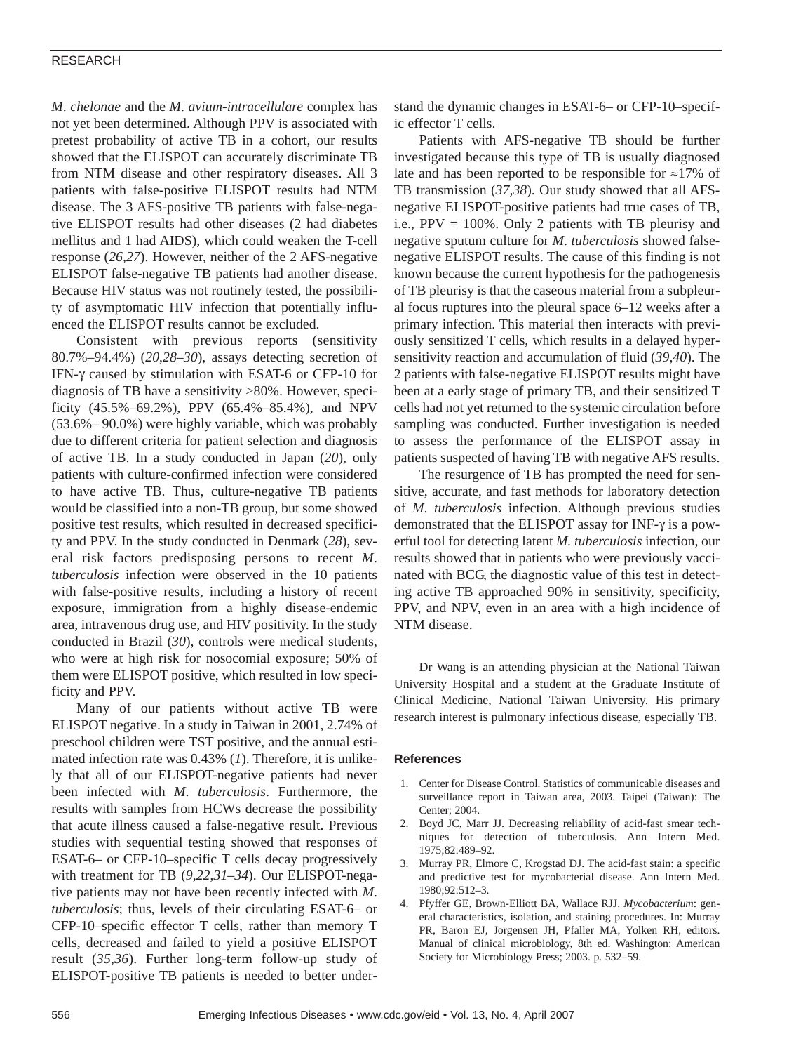*M. chelonae* and the *M. avium-intracellulare* complex has not yet been determined. Although PPV is associated with pretest probability of active TB in a cohort, our results showed that the ELISPOT can accurately discriminate TB from NTM disease and other respiratory diseases. All 3 patients with false-positive ELISPOT results had NTM disease. The 3 AFS-positive TB patients with false-negative ELISPOT results had other diseases (2 had diabetes mellitus and 1 had AIDS), which could weaken the T-cell response (*26,27*). However, neither of the 2 AFS-negative ELISPOT false-negative TB patients had another disease. Because HIV status was not routinely tested, the possibility of asymptomatic HIV infection that potentially influenced the ELISPOT results cannot be excluded.

Consistent with previous reports (sensitivity 80.7%–94.4%) (*20,28–30*), assays detecting secretion of IFN-γ caused by stimulation with ESAT-6 or CFP-10 for diagnosis of TB have a sensitivity >80%. However, specificity (45.5%–69.2%), PPV (65.4%–85.4%), and NPV (53.6%– 90.0%) were highly variable, which was probably due to different criteria for patient selection and diagnosis of active TB. In a study conducted in Japan (*20*), only patients with culture-confirmed infection were considered to have active TB. Thus, culture-negative TB patients would be classified into a non-TB group, but some showed positive test results, which resulted in decreased specificity and PPV. In the study conducted in Denmark (*28*), several risk factors predisposing persons to recent *M. tuberculosis* infection were observed in the 10 patients with false-positive results, including a history of recent exposure, immigration from a highly disease-endemic area, intravenous drug use, and HIV positivity. In the study conducted in Brazil (*30*), controls were medical students, who were at high risk for nosocomial exposure; 50% of them were ELISPOT positive, which resulted in low specificity and PPV.

Many of our patients without active TB were ELISPOT negative. In a study in Taiwan in 2001, 2.74% of preschool children were TST positive, and the annual estimated infection rate was 0.43% (*1*). Therefore, it is unlikely that all of our ELISPOT-negative patients had never been infected with *M. tuberculosis*. Furthermore, the results with samples from HCWs decrease the possibility that acute illness caused a false-negative result. Previous studies with sequential testing showed that responses of ESAT-6– or CFP-10–specific T cells decay progressively with treatment for TB (*9,22,31–34*). Our ELISPOT-negative patients may not have been recently infected with *M. tuberculosis*; thus, levels of their circulating ESAT-6– or CFP-10–specific effector T cells, rather than memory T cells, decreased and failed to yield a positive ELISPOT result (*35,36*). Further long-term follow-up study of ELISPOT-positive TB patients is needed to better understand the dynamic changes in ESAT-6– or CFP-10–specific effector T cells.

Patients with AFS-negative TB should be further investigated because this type of TB is usually diagnosed late and has been reported to be responsible for ≈17% of TB transmission (*37,38*). Our study showed that all AFS-negative ELISPOT-positive patients had true cases of TB, i.e., PPV = 100%. Only 2 patients with TB pleurisy and negative sputum culture for *M. tuberculosis* showed false-negative ELISPOT results. The cause of this finding is not known because the current hypothesis for the pathogenesis of TB pleurisy is that the caseous material from a subpleural focus ruptures into the pleural space 6–12 weeks after a primary infection. This material then interacts with previously sensitized T cells, which results in a delayed hypersensitivity reaction and accumulation of fluid (*39,40*). The 2 patients with false-negative ELISPOT results might have been at a early stage of primary TB, and their sensitized T cells had not yet returned to the systemic circulation before sampling was conducted. Further investigation is needed to assess the performance of the ELISPOT assay in patients suspected of having TB with negative AFS results.

The resurgence of TB has prompted the need for sensitive, accurate, and fast methods for laboratory detection of *M. tuberculosis* infection. Although previous studies demonstrated that the ELISPOT assay for INF-γ is a powerful tool for detecting latent *M. tuberculosis* infection, our results showed that in patients who were previously vaccinated with BCG, the diagnostic value of this test in detecting active TB approached 90% in sensitivity, specificity, PPV, and NPV, even in an area with a high incidence of NTM disease.

Dr Wang is an attending physician at the National Taiwan University Hospital and a student at the Graduate Institute of Clinical Medicine, National Taiwan University. His primary research interest is pulmonary infectious disease, especially TB.

## References

1. Center for Disease Control. Statistics of communicable diseases and surveillance report in Taiwan area, 2003. Taipei (Taiwan): The Center; 2004.
2. Boyd JC, Marr JJ. Decreasing reliability of acid-fast smear techniques for detection of tuberculosis. Ann Intern Med. 1975;82:489–92.
3. Murray PR, Elmore C, Krogstad DJ. The acid-fast stain: a specific and predictive test for mycobacterial disease. Ann Intern Med. 1980;92:512–3.
4. Pfyffer GE, Brown-Elliott BA, Wallace RJJ. *Mycobacterium*: general characteristics, isolation, and staining procedures. In: Murray PR, Baron EJ, Jorgensen JH, Pfaller MA, Yolken RH, editors. Manual of clinical microbiology, 8th ed. Washington: American Society for Microbiology Press; 2003. p. 532–59.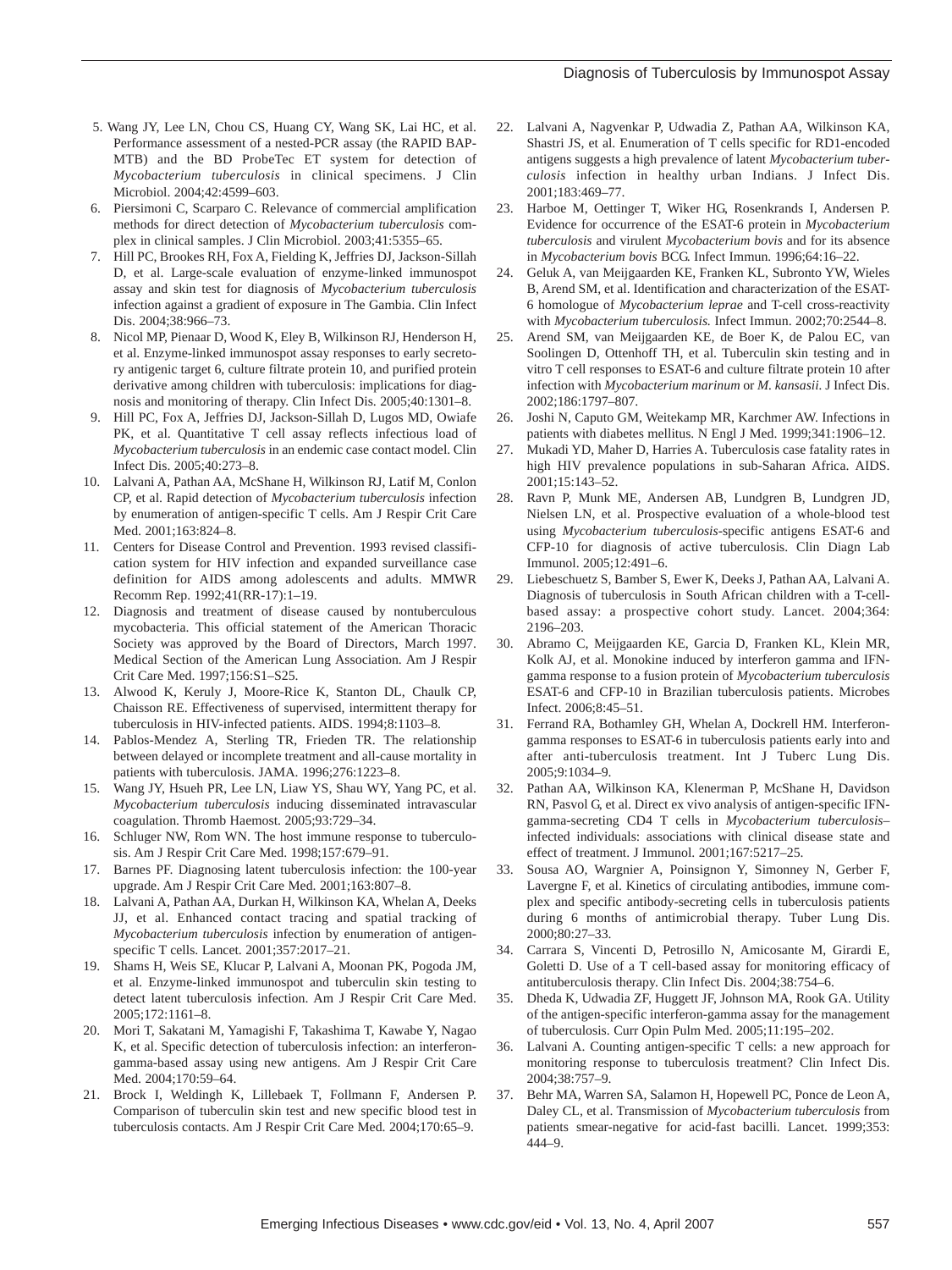5. Wang JY, Lee LN, Chou CS, Huang CY, Wang SK, Lai HC, et al. Performance assessment of a nested-PCR assay (the RAPID BAP-MTB) and the BD ProbeTec ET system for detection of *Mycobacterium tuberculosis* in clinical specimens. J Clin Microbiol. 2004;42:4599–603.
6. Piersimoni C, Scarparo C. Relevance of commercial amplification methods for direct detection of *Mycobacterium tuberculosis* complex in clinical samples. J Clin Microbiol. 2003;41:5355–65.
7. Hill PC, Brookes RH, Fox A, Fielding K, Jeffries DJ, Jackson-Sillah D, et al. Large-scale evaluation of enzyme-linked immunospot assay and skin test for diagnosis of *Mycobacterium tuberculosis* infection against a gradient of exposure in The Gambia. Clin Infect Dis. 2004;38:966–73.
8. Nicol MP, Pienaar D, Wood K, Eley B, Wilkinson RJ, Henderson H, et al. Enzyme-linked immunospot assay responses to early secretory antigenic target 6, culture filtrate protein 10, and purified protein derivative among children with tuberculosis: implications for diagnosis and monitoring of therapy. Clin Infect Dis. 2005;40:1301–8.
9. Hill PC, Fox A, Jeffries DJ, Jackson-Sillah D, Lugos MD, Owiafe PK, et al. Quantitative T cell assay reflects infectious load of *Mycobacterium tuberculosis* in an endemic case contact model. Clin Infect Dis. 2005;40:273–8.
10. Lalvani A, Pathan AA, McShane H, Wilkinson RJ, Latif M, Conlon CP, et al. Rapid detection of *Mycobacterium tuberculosis* infection by enumeration of antigen-specific T cells. Am J Respir Crit Care Med. 2001;163:824–8.
11. Centers for Disease Control and Prevention. 1993 revised classification system for HIV infection and expanded surveillance case definition for AIDS among adolescents and adults. MMWR Recomm Rep. 1992;41(RR-17):1–19.
12. Diagnosis and treatment of disease caused by nontuberculous mycobacteria. This official statement of the American Thoracic Society was approved by the Board of Directors, March 1997. Medical Section of the American Lung Association. Am J Respir Crit Care Med. 1997;156:S1–S25.
13. Alwood K, Keruly J, Moore-Rice K, Stanton DL, Chaulk CP, Chaisson RE. Effectiveness of supervised, intermittent therapy for tuberculosis in HIV-infected patients. AIDS. 1994;8:1103–8.
14. Pablos-Mendez A, Sterling TR, Frieden TR. The relationship between delayed or incomplete treatment and all-cause mortality in patients with tuberculosis. JAMA. 1996;276:1223–8.
15. Wang JY, Hsueh PR, Lee LN, Liaw YS, Shau WY, Yang PC, et al. *Mycobacterium tuberculosis* inducing disseminated intravascular coagulation. Thromb Haemost. 2005;93:729–34.
16. Schluger NW, Rom WN. The host immune response to tuberculosis. Am J Respir Crit Care Med. 1998;157:679–91.
17. Barnes PF. Diagnosing latent tuberculosis infection: the 100-year upgrade. Am J Respir Crit Care Med. 2001;163:807–8.
18. Lalvani A, Pathan AA, Durkan H, Wilkinson KA, Whelan A, Deeks JJ, et al. Enhanced contact tracing and spatial tracking of *Mycobacterium tuberculosis* infection by enumeration of antigen-specific T cells. Lancet. 2001;357:2017–21.
19. Shams H, Weis SE, Klucar P, Lalvani A, Moonan PK, Pogoda JM, et al. Enzyme-linked immunospot and tuberculin skin testing to detect latent tuberculosis infection. Am J Respir Crit Care Med. 2005;172:1161–8.
20. Mori T, Sakatani M, Yamagishi F, Takashima T, Kawabe Y, Nagao K, et al. Specific detection of tuberculosis infection: an interferon-gamma-based assay using new antigens. Am J Respir Crit Care Med. 2004;170:59–64.
21. Brock I, Weldingh K, Lillebaek T, Follmann F, Andersen P. Comparison of tuberculin skin test and new specific blood test in tuberculosis contacts. Am J Respir Crit Care Med. 2004;170:65–9.
22. Lalvani A, Nagvenkar P, Udwadia Z, Pathan AA, Wilkinson KA, Shastri JS, et al. Enumeration of T cells specific for RD1-encoded antigens suggests a high prevalence of latent *Mycobacterium tuberculosis* infection in healthy urban Indians. J Infect Dis. 2001;183:469–77.
23. Harboe M, Oettinger T, Wiker HG, Rosenkrands I, Andersen P. Evidence for occurrence of the ESAT-6 protein in *Mycobacterium tuberculosis* and virulent *Mycobacterium bovis* and for its absence in *Mycobacterium bovis* BCG. Infect Immun. 1996;64:16–22.
24. Geluk A, van Meijgaarden KE, Franken KL, Subronto YW, Wieles B, Arend SM, et al. Identification and characterization of the ESAT-6 homologue of *Mycobacterium leprae* and T-cell cross-reactivity with *Mycobacterium tuberculosis.* Infect Immun. 2002;70:2544–8.
25. Arend SM, van Meijgaarden KE, de Boer K, de Palou EC, van Soolingen D, Ottenhoff TH, et al. Tuberculin skin testing and in vitro T cell responses to ESAT-6 and culture filtrate protein 10 after infection with *Mycobacterium marinum* or *M. kansasii.* J Infect Dis. 2002;186:1797–807.
26. Joshi N, Caputo GM, Weitekamp MR, Karchmer AW. Infections in patients with diabetes mellitus. N Engl J Med. 1999;341:1906–12.
27. Mukadi YD, Maher D, Harries A. Tuberculosis case fatality rates in high HIV prevalence populations in sub-Saharan Africa. AIDS. 2001;15:143–52.
28. Ravn P, Munk ME, Andersen AB, Lundgren B, Lundgren JD, Nielsen LN, et al. Prospective evaluation of a whole-blood test using *Mycobacterium tuberculosis*-specific antigens ESAT-6 and CFP-10 for diagnosis of active tuberculosis. Clin Diagn Lab Immunol. 2005;12:491–6.
29. Liebeschuetz S, Bamber S, Ewer K, Deeks J, Pathan AA, Lalvani A. Diagnosis of tuberculosis in South African children with a T-cell-based assay: a prospective cohort study. Lancet. 2004;364: 2196–203.
30. Abramo C, Meijgaarden KE, Garcia D, Franken KL, Klein MR, Kolk AJ, et al. Monokine induced by interferon gamma and IFN-gamma response to a fusion protein of *Mycobacterium tuberculosis* ESAT-6 and CFP-10 in Brazilian tuberculosis patients. Microbes Infect. 2006;8:45–51.
31. Ferrand RA, Bothamley GH, Whelan A, Dockrell HM. Interferon-gamma responses to ESAT-6 in tuberculosis patients early into and after anti-tuberculosis treatment. Int J Tuberc Lung Dis. 2005;9:1034–9.
32. Pathan AA, Wilkinson KA, Klenerman P, McShane H, Davidson RN, Pasvol G, et al. Direct ex vivo analysis of antigen-specific IFN-gamma-secreting CD4 T cells in *Mycobacterium tuberculosis*–infected individuals: associations with clinical disease state and effect of treatment. J Immunol. 2001;167:5217–25.
33. Sousa AO, Wargnier A, Poinsignon Y, Simonney N, Gerber F, Lavergne F, et al. Kinetics of circulating antibodies, immune complex and specific antibody-secreting cells in tuberculosis patients during 6 months of antimicrobial therapy. Tuber Lung Dis. 2000;80:27–33.
34. Carrara S, Vincenti D, Petrosillo N, Amicosante M, Girardi E, Goletti D. Use of a T cell-based assay for monitoring efficacy of antituberculosis therapy. Clin Infect Dis. 2004;38:754–6.
35. Dheda K, Udwadia ZF, Huggett JF, Johnson MA, Rook GA. Utility of the antigen-specific interferon-gamma assay for the management of tuberculosis. Curr Opin Pulm Med. 2005;11:195–202.
36. Lalvani A. Counting antigen-specific T cells: a new approach for monitoring response to tuberculosis treatment? Clin Infect Dis. 2004;38:757–9.
37. Behr MA, Warren SA, Salamon H, Hopewell PC, Ponce de Leon A, Daley CL, et al. Transmission of *Mycobacterium tuberculosis* from patients smear-negative for acid-fast bacilli. Lancet. 1999;353: 444–9.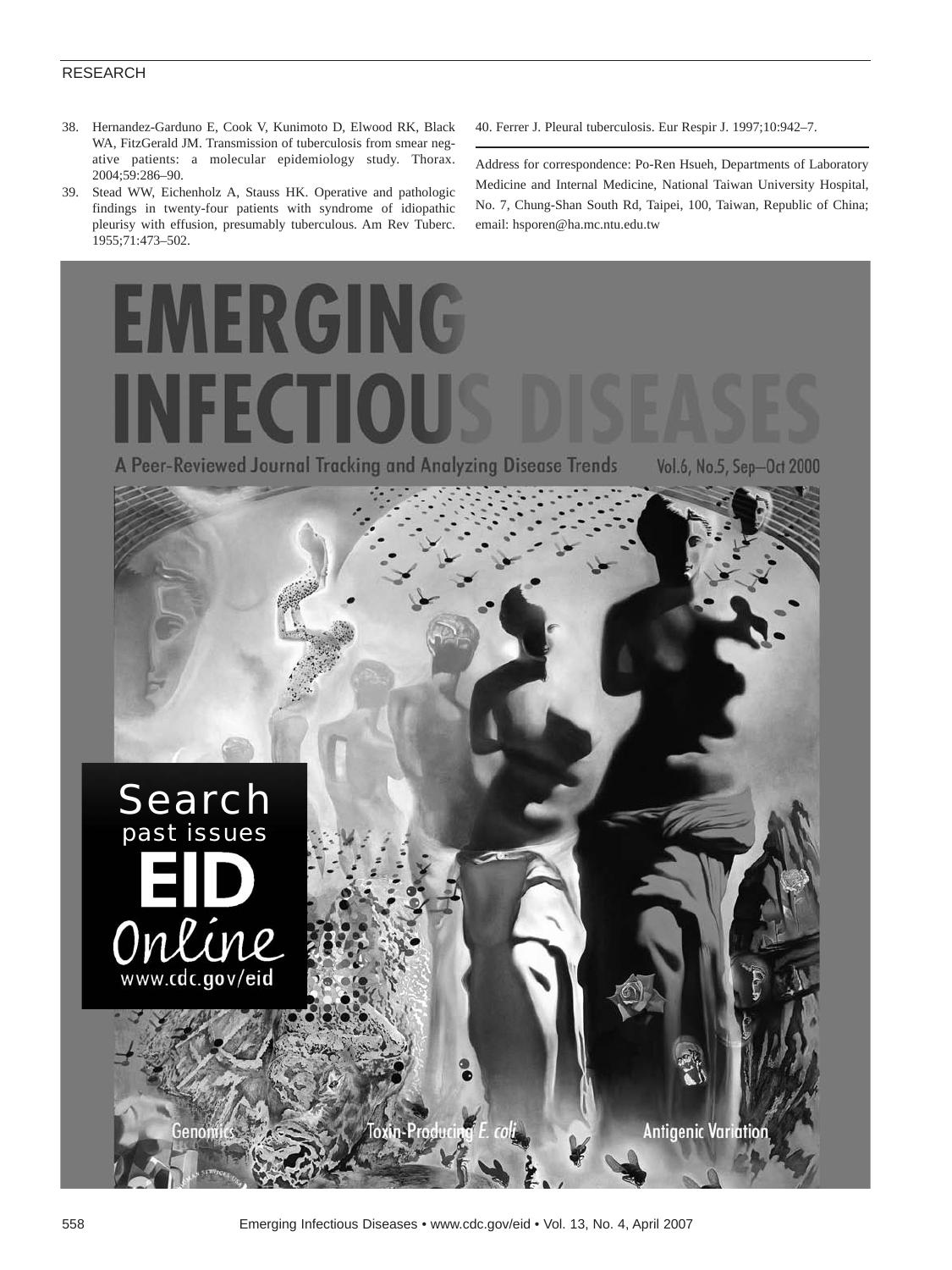38. Hernandez-Garduno E, Cook V, Kunimoto D, Elwood RK, Black WA, FitzGerald JM. Transmission of tuberculosis from smear negative patients: a molecular epidemiology study. Thorax. 2004;59:286–90.
39. Stead WW, Eichenholz A, Stauss HK. Operative and pathologic findings in twenty-four patients with syndrome of idiopathic pleurisy with effusion, presumably tuberculous. Am Rev Tuberc. 1955;71:473–502.
40. Ferrer J. Pleural tuberculosis. Eur Respir J. 1997;10:942–7.

Address for correspondence: Po-Ren Hsueh, Departments of Laboratory Medicine and Internal Medicine, National Taiwan University Hospital, No. 7, Chung-Shan South Rd, Taipei, 100, Taiwan, Republic of China; email: hsporen@ha.mc.ntu.edu.tw

EMERGING INFECTIOUS DISEASES

A Peer-Reviewed Journal Tracking and Analyzing Disease Trends Vol.6, No.5, Sep–Oct 2000

Search past issues EID Online www.cdc.gov/eid

Genomics Toxin-Producing *E. coli* Antigenic Variation